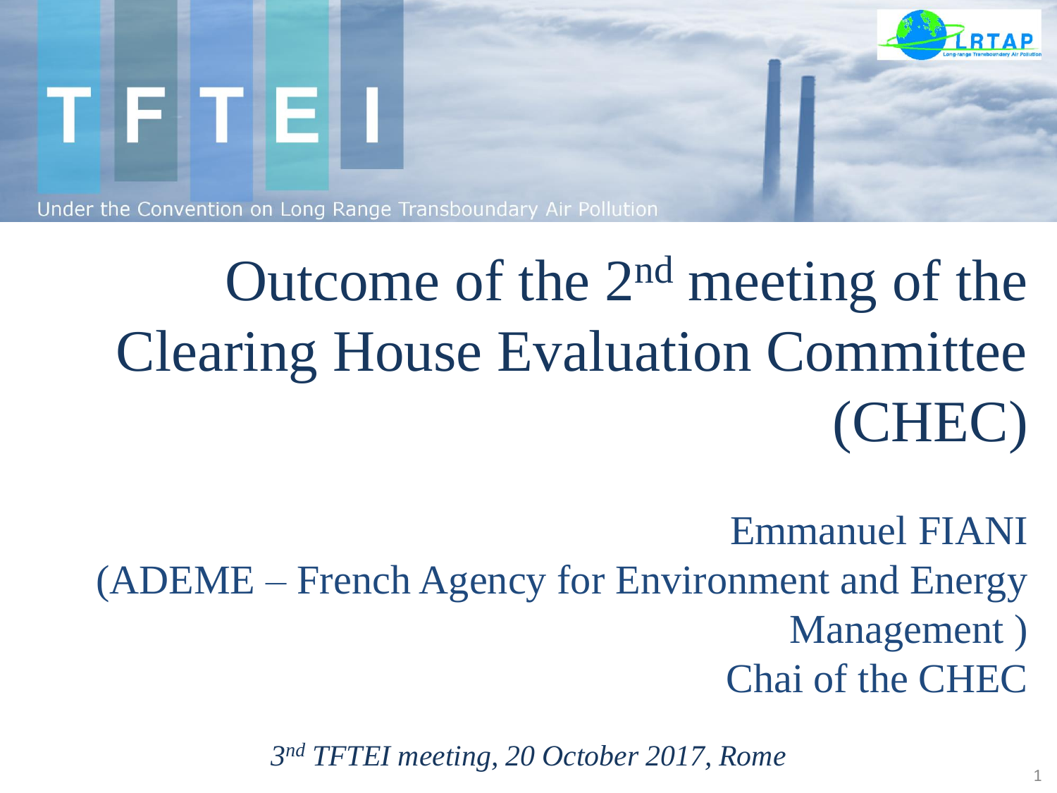TFTEI

Under the Convention on Long Range Transboundary Air Pollution

LRTAP

# Outcome of the 2nd meeting of the Clearing House Evaluation Committee (CHEC)

Emmanuel FIANI
(ADEME – French Agency for Environment and Energy Management )
Chai of the CHEC

*3rd TFTEI meeting, 20 October 2017, Rome*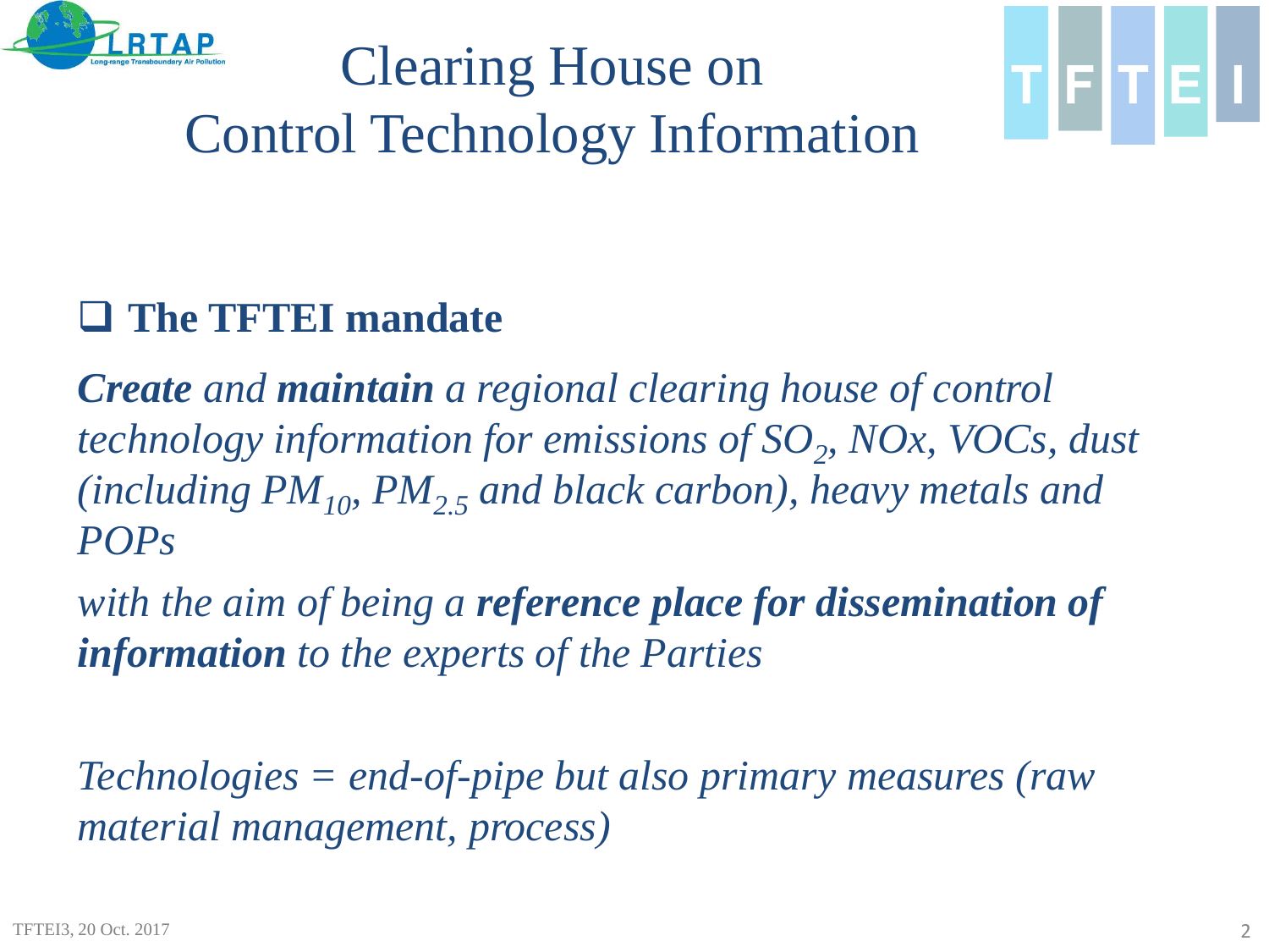# Clearing House on Control Technology Information

## The TFTEI mandate

***Create*** *and* ***maintain*** *a regional clearing house of control technology information for emissions of* $SO_2$*, NOx, VOCs, dust (including* $PM_{10}$*,* $PM_{2.5}$ *and black carbon), heavy metals and POPs*

*with the aim of being a* ***reference place for dissemination of information*** *to the experts of the Parties*

*Technologies = end-of-pipe but also primary measures (raw material management, process)*

TFTEI3, 20 Oct. 2017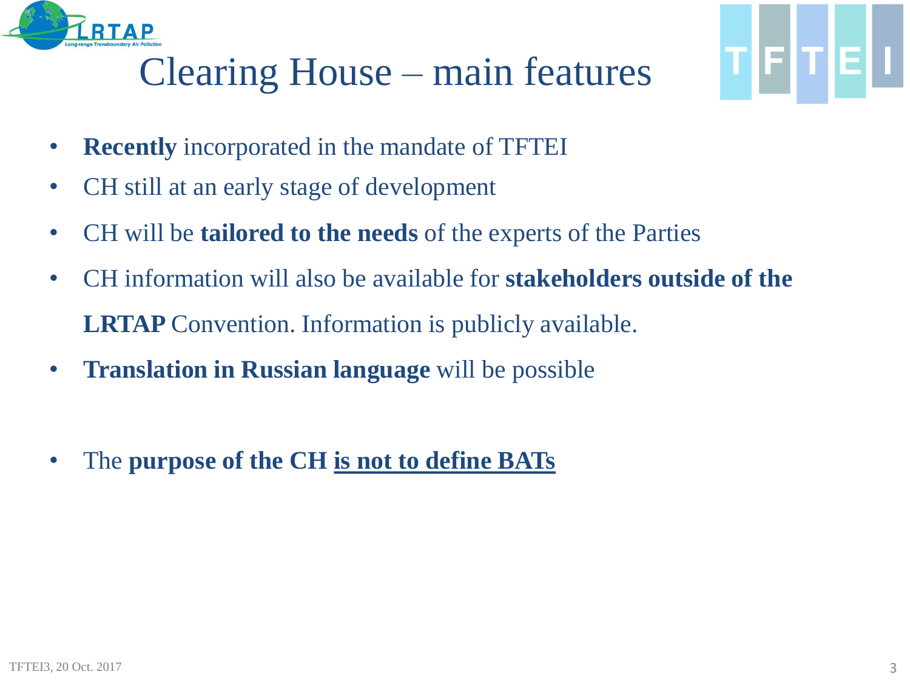# Clearing House – main features

- **Recently** incorporated in the mandate of TFTEI
- CH still at an early stage of development
- CH will be **tailored to the needs** of the experts of the Parties
- CH information will also be available for **stakeholders outside of the LRTAP** Convention. Information is publicly available.
- **Translation in Russian language** will be possible

- The **purpose of the CH <u>is not to define BATs</u>**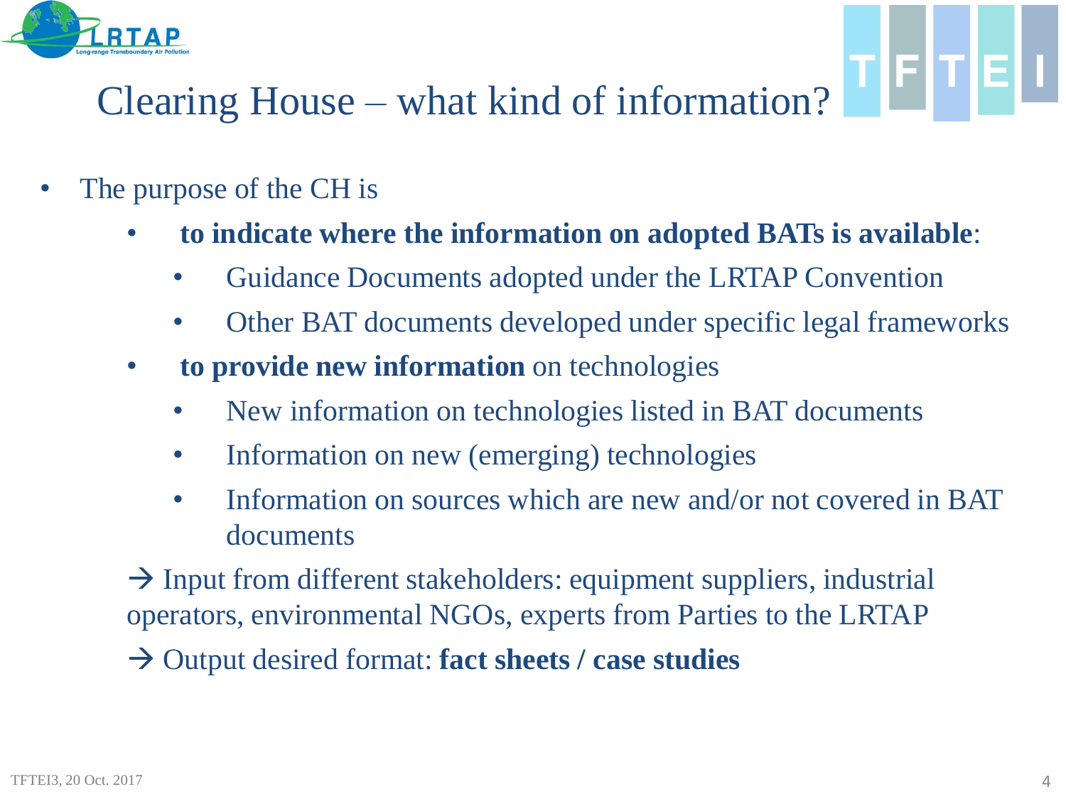# Clearing House – what kind of information?

- The purpose of the CH is
  - **to indicate where the information on adopted BATs is available**:
    - Guidance Documents adopted under the LRTAP Convention
    - Other BAT documents developed under specific legal frameworks
  - **to provide new information** on technologies
    - New information on technologies listed in BAT documents
    - Information on new (emerging) technologies
    - Information on sources which are new and/or not covered in BAT documents

  → Input from different stakeholders: equipment suppliers, industrial operators, environmental NGOs, experts from Parties to the LRTAP

  → Output desired format: **fact sheets / case studies**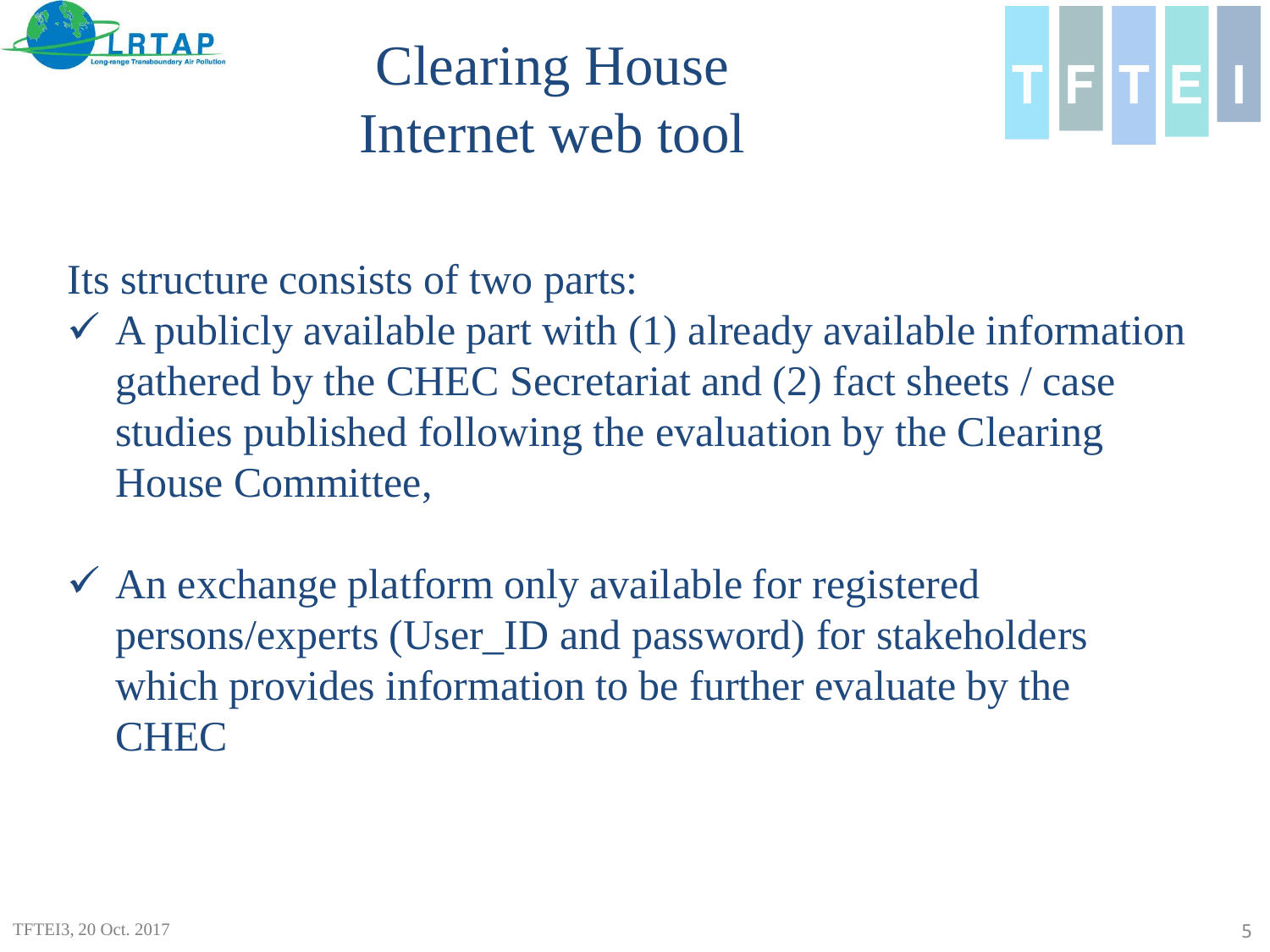# Clearing House Internet web tool

Its structure consists of two parts:

- ✓ A publicly available part with (1) already available information gathered by the CHEC Secretariat and (2) fact sheets / case studies published following the evaluation by the Clearing House Committee,

- ✓ An exchange platform only available for registered persons/experts (User_ID and password) for stakeholders which provides information to be further evaluate by the CHEC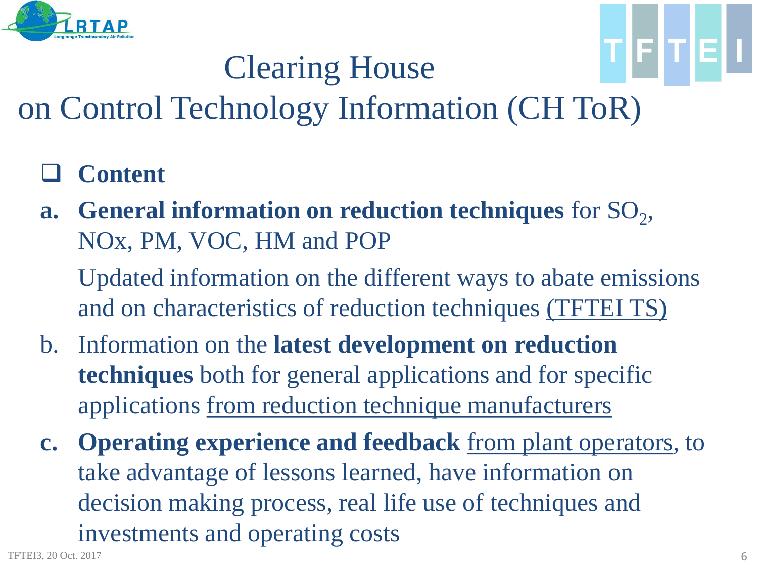# Clearing House on Control Technology Information (CH ToR)

- **Content**

a. **General information on reduction techniques** for $SO_2$, NOx, PM, VOC, HM and POP

   Updated information on the different ways to abate emissions and on characteristics of reduction techniques (TFTEI TS)

b. Information on the **latest development on reduction techniques** both for general applications and for specific applications from reduction technique manufacturers

c. **Operating experience and feedback** from plant operators, to take advantage of lessons learned, have information on decision making process, real life use of techniques and investments and operating costs

TFTEI3, 20 Oct. 2017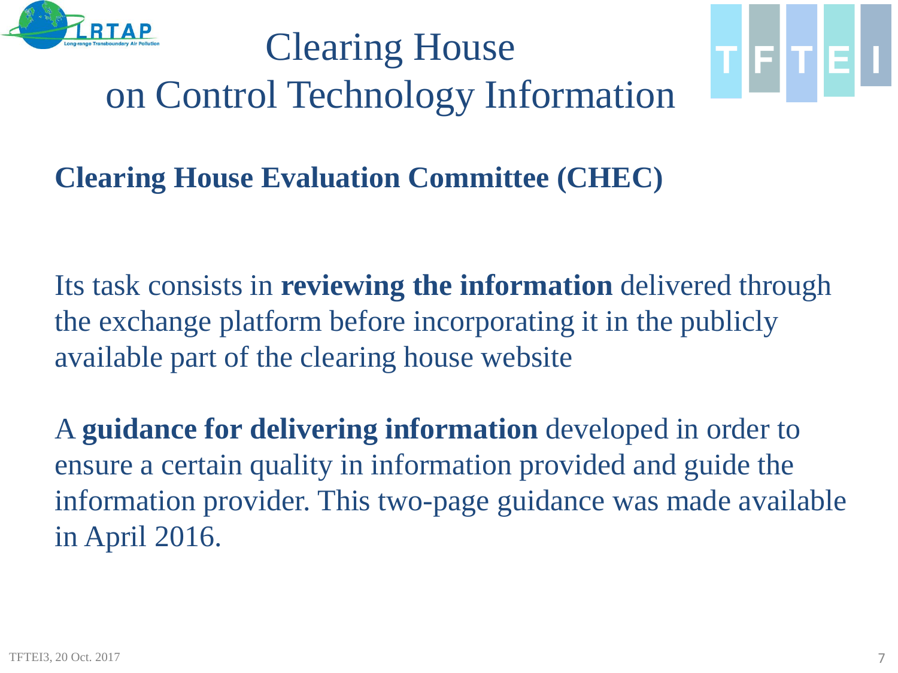# Clearing House on Control Technology Information

## Clearing House Evaluation Committee (CHEC)

Its task consists in **reviewing the information** delivered through the exchange platform before incorporating it in the publicly available part of the clearing house website

A **guidance for delivering information** developed in order to ensure a certain quality in information provided and guide the information provider. This two-page guidance was made available in April 2016.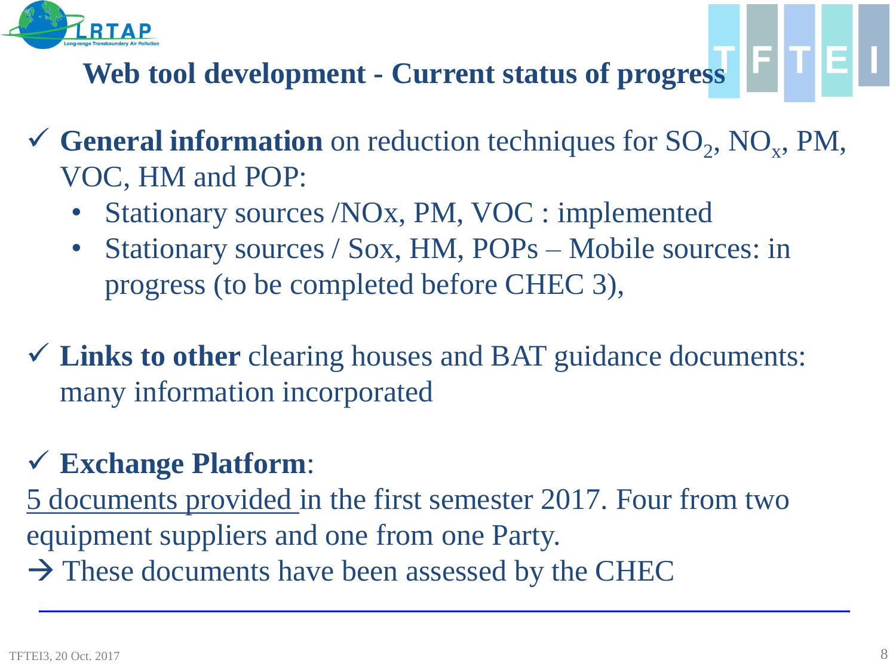## Web tool development - Current status of progress

- ✓ **General information** on reduction techniques for $SO_2$, $NO_x$, PM, VOC, HM and POP:
  - Stationary sources /NOx, PM, VOC : implemented
  - Stationary sources / Sox, HM, POPs – Mobile sources: in progress (to be completed before CHEC 3),

- ✓ **Links to other** clearing houses and BAT guidance documents: many information incorporated

- ✓ **Exchange Platform**:

5 documents provided in the first semester 2017. Four from two equipment suppliers and one from one Party.

→ These documents have been assessed by the CHEC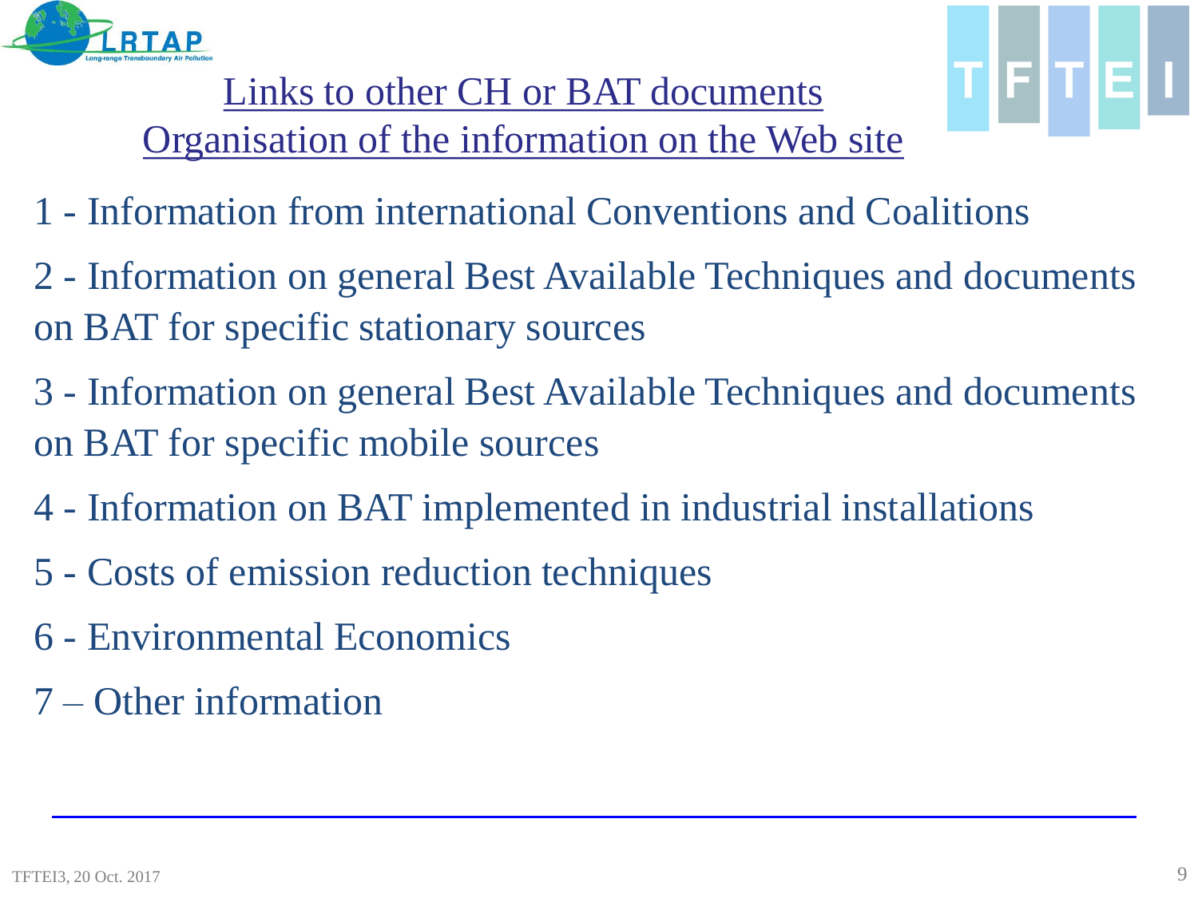## Links to other CH or BAT documents
## Organisation of the information on the Web site

1 - Information from international Conventions and Coalitions

2 - Information on general Best Available Techniques and documents on BAT for specific stationary sources

3 - Information on general Best Available Techniques and documents on BAT for specific mobile sources

4 - Information on BAT implemented in industrial installations

5 - Costs of emission reduction techniques

6 - Environmental Economics

7 – Other information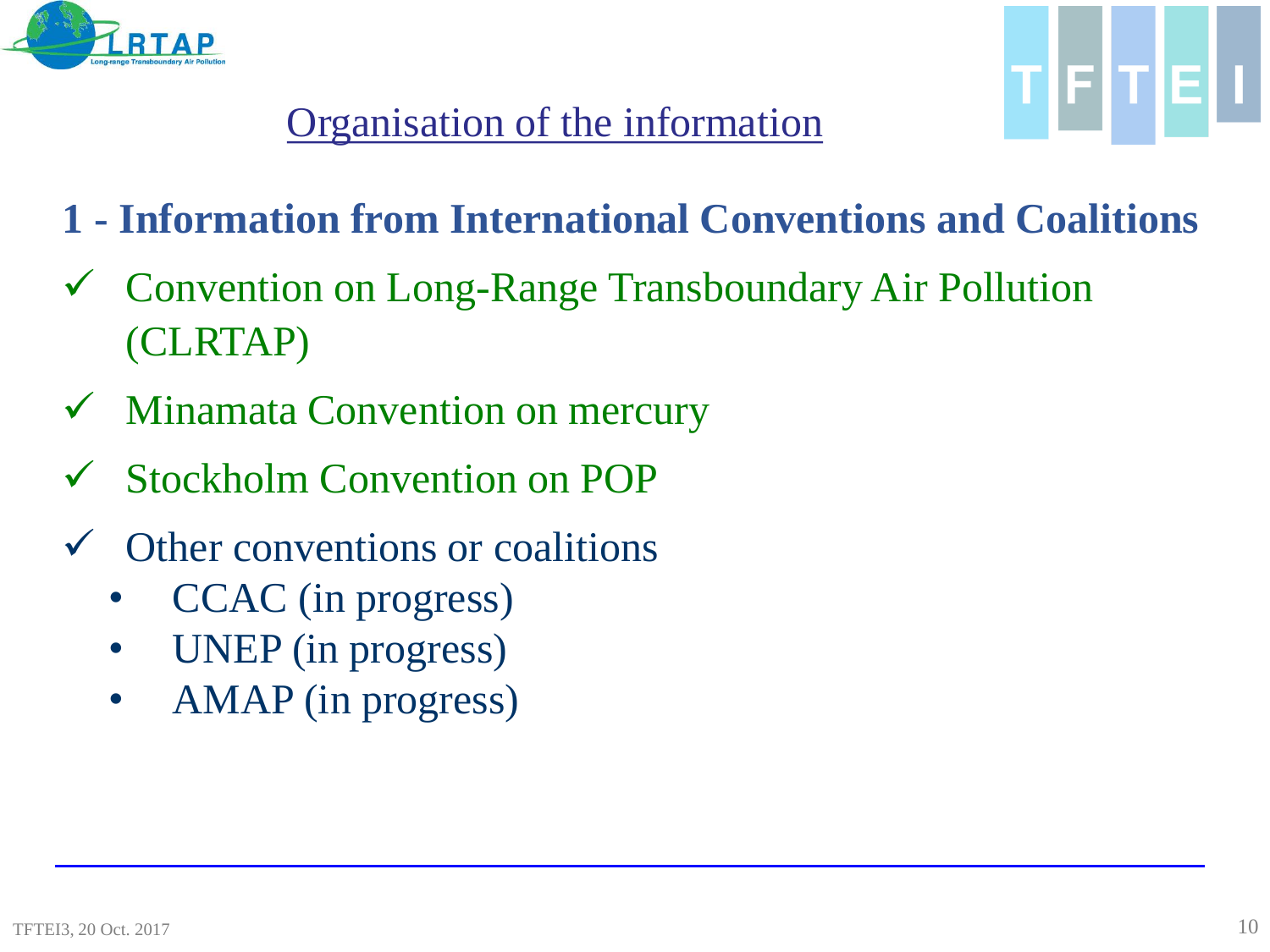## Organisation of the information

### 1 - Information from International Conventions and Coalitions

- ✓ Convention on Long-Range Transboundary Air Pollution (CLRTAP)
- ✓ Minamata Convention on mercury
- ✓ Stockholm Convention on POP
- ✓ Other conventions or coalitions
  - CCAC (in progress)
  - UNEP (in progress)
  - AMAP (in progress)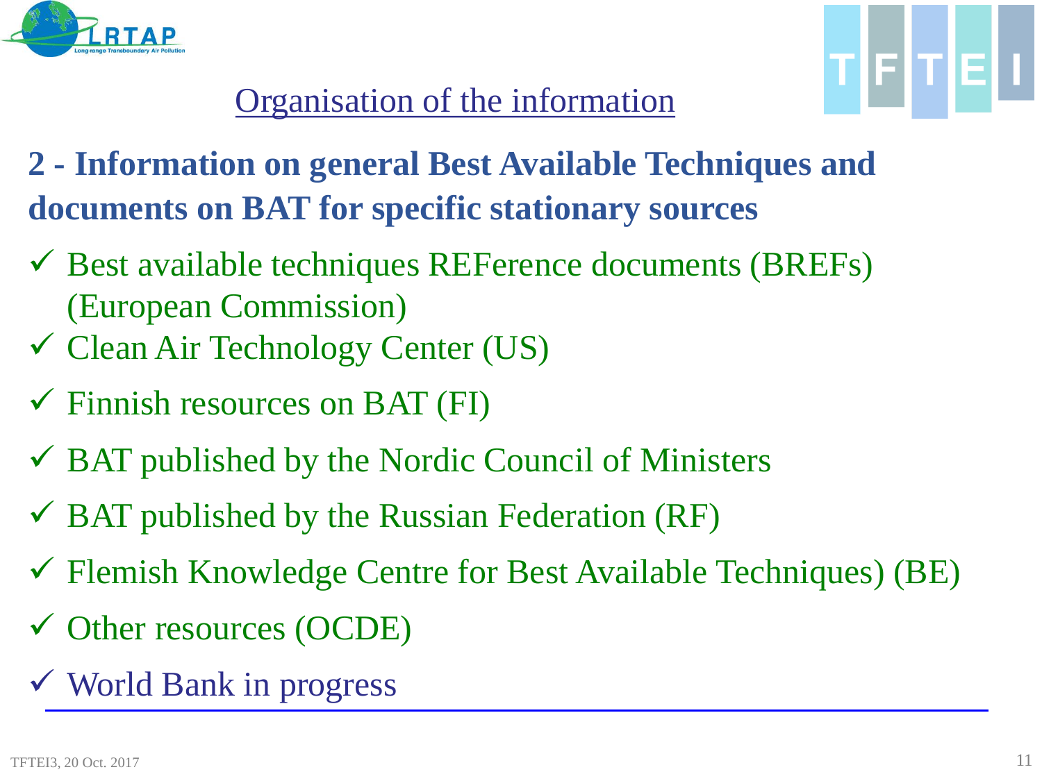## Organisation of the information

**2 - Information on general Best Available Techniques and documents on BAT for specific stationary sources**

- ✓ Best available techniques REFerence documents (BREFs) (European Commission)
- ✓ Clean Air Technology Center (US)
- ✓ Finnish resources on BAT (FI)
- ✓ BAT published by the Nordic Council of Ministers
- ✓ BAT published by the Russian Federation (RF)
- ✓ Flemish Knowledge Centre for Best Available Techniques) (BE)
- ✓ Other resources (OCDE)
- ✓ World Bank in progress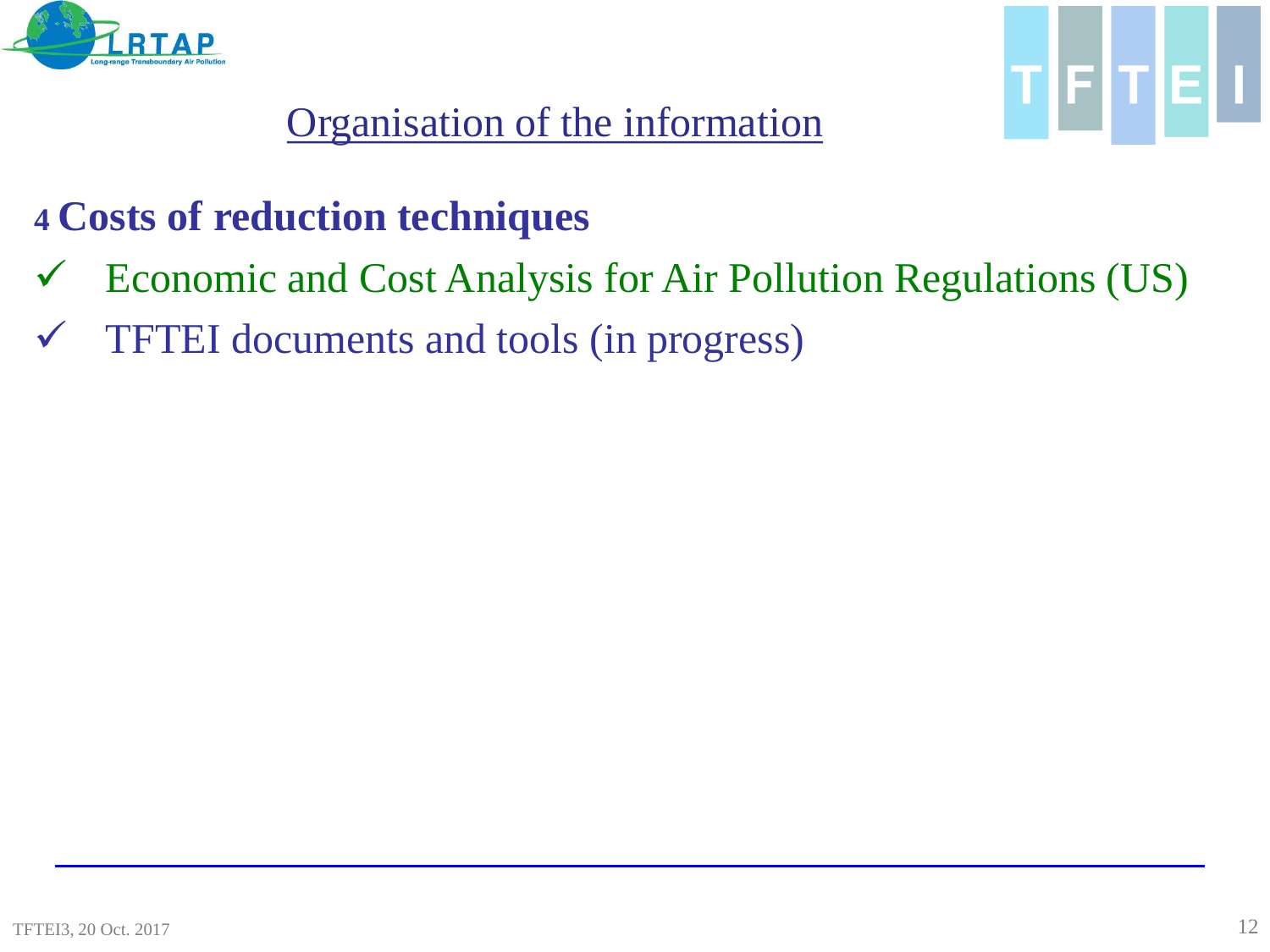# Organisation of the information

## 4 Costs of reduction techniques

- ✓ Economic and Cost Analysis for Air Pollution Regulations (US)
- ✓ TFTEI documents and tools (in progress)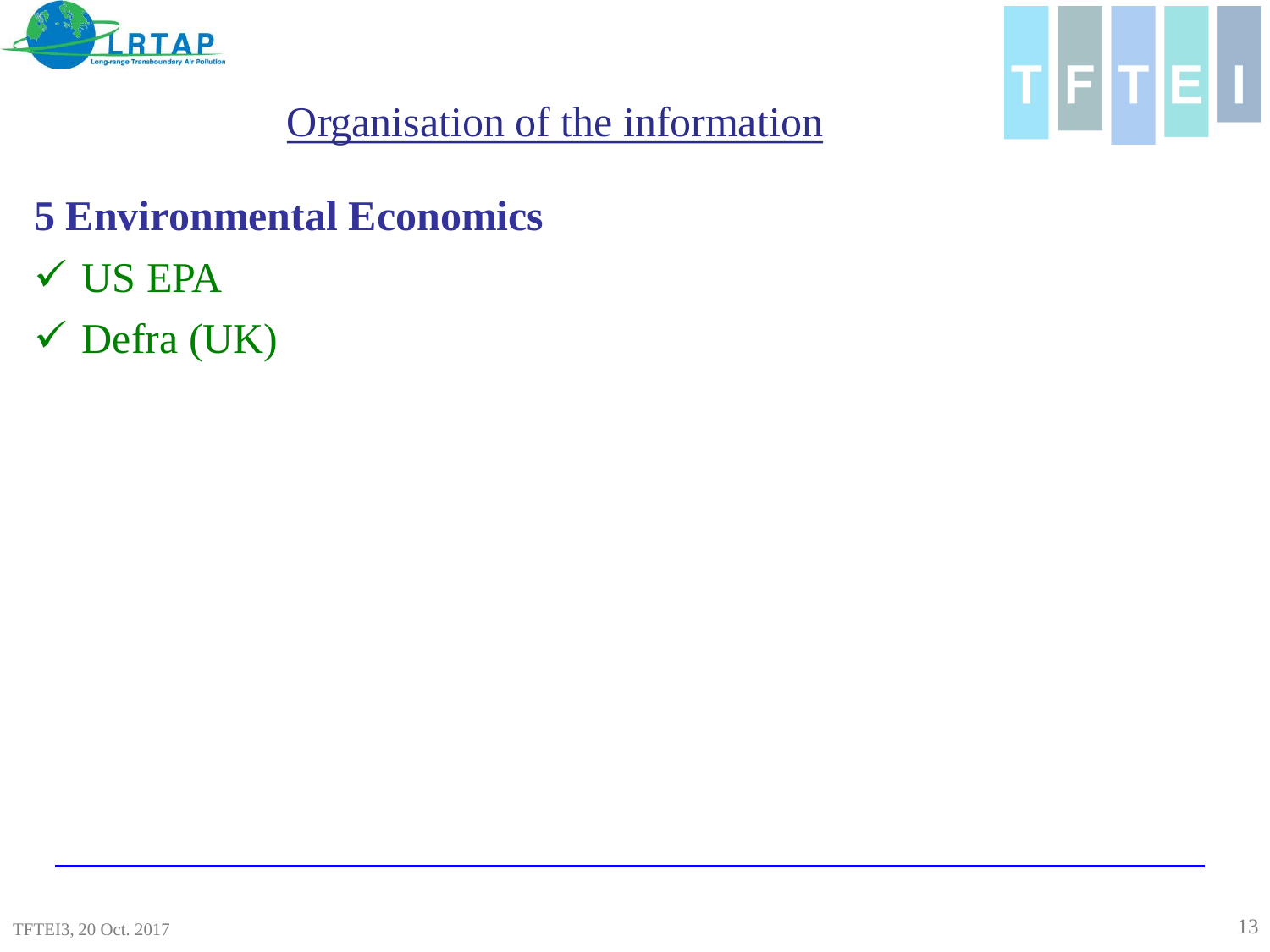# Organisation of the information

## 5 Environmental Economics

- ✓ US EPA
- ✓ Defra (UK)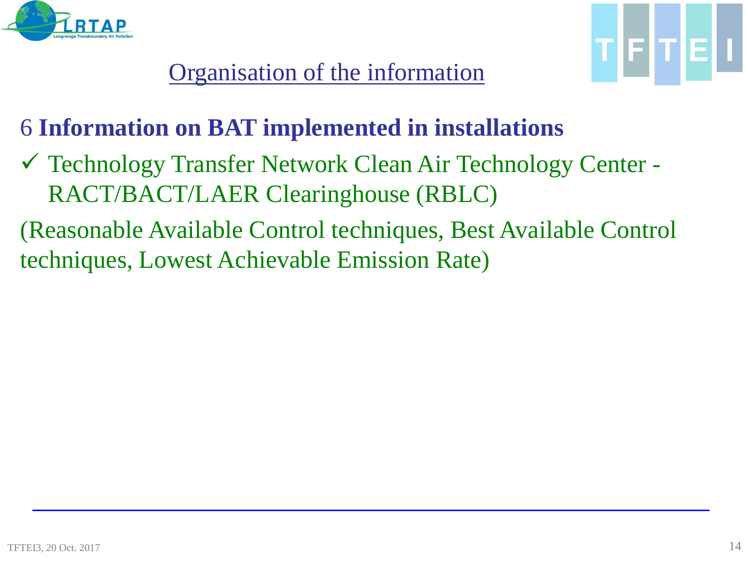# Organisation of the information

## 6 **Information on BAT implemented in installations**

- ✓ Technology Transfer Network Clean Air Technology Center - RACT/BACT/LAER Clearinghouse (RBLC)

(Reasonable Available Control techniques, Best Available Control techniques, Lowest Achievable Emission Rate)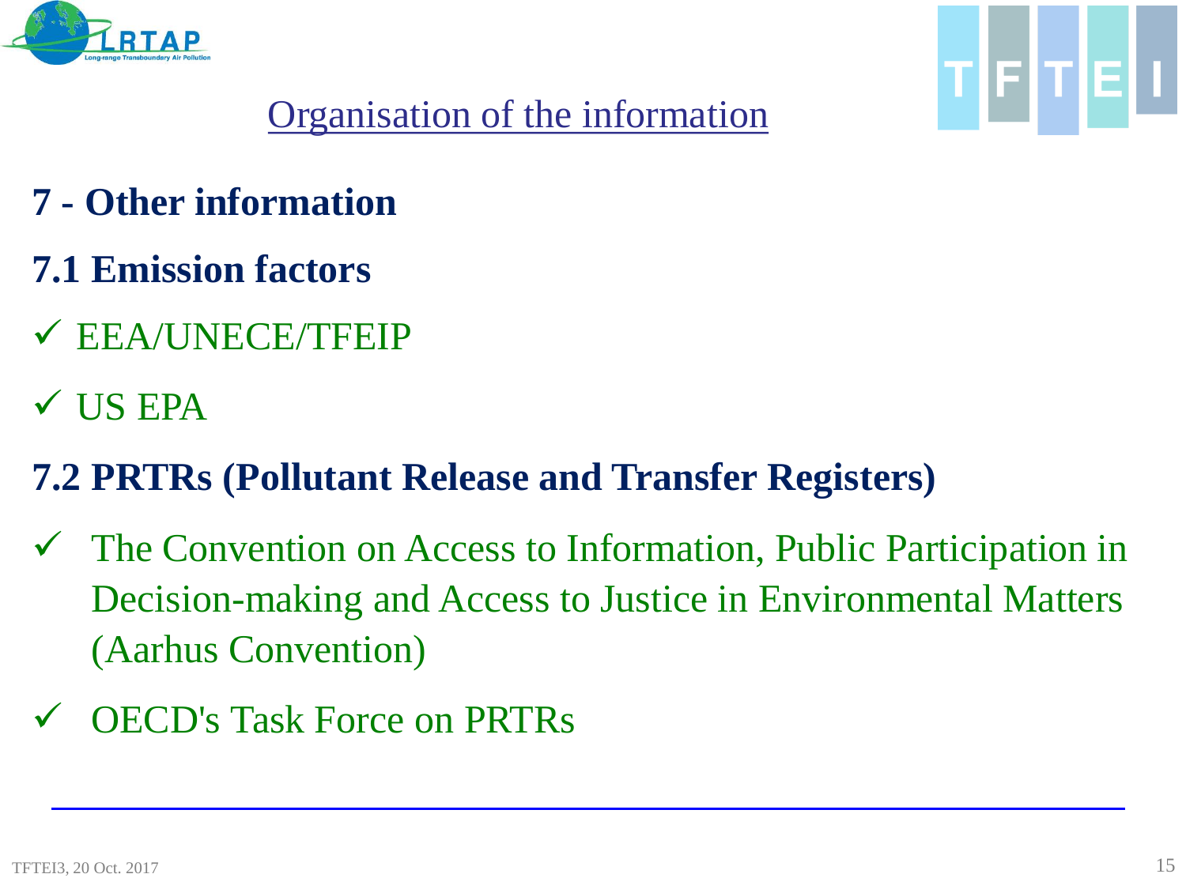## Organisation of the information

### 7 - Other information

### 7.1 Emission factors

- ✓ EEA/UNECE/TFEIP
- ✓ US EPA

### 7.2 PRTRs (Pollutant Release and Transfer Registers)

- ✓ The Convention on Access to Information, Public Participation in Decision-making and Access to Justice in Environmental Matters (Aarhus Convention)
- ✓ OECD's Task Force on PRTRs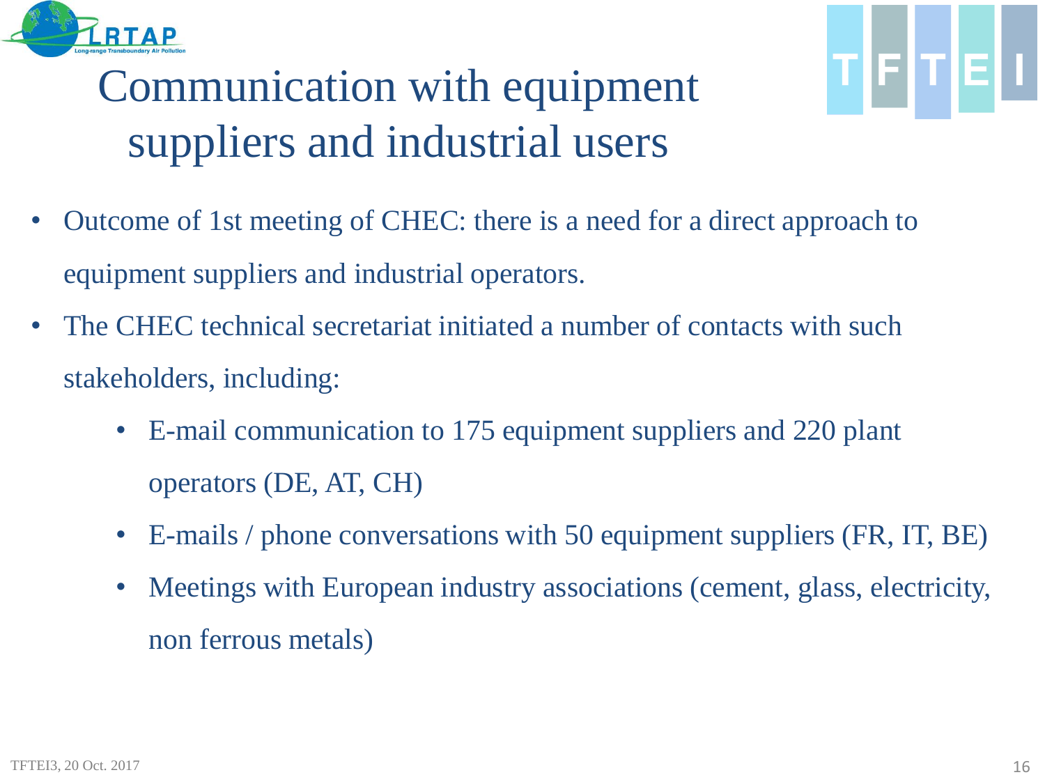# Communication with equipment suppliers and industrial users

- Outcome of 1st meeting of CHEC: there is a need for a direct approach to equipment suppliers and industrial operators.
- The CHEC technical secretariat initiated a number of contacts with such stakeholders, including:
  - E-mail communication to 175 equipment suppliers and 220 plant operators (DE, AT, CH)
  - E-mails / phone conversations with 50 equipment suppliers (FR, IT, BE)
  - Meetings with European industry associations (cement, glass, electricity, non ferrous metals)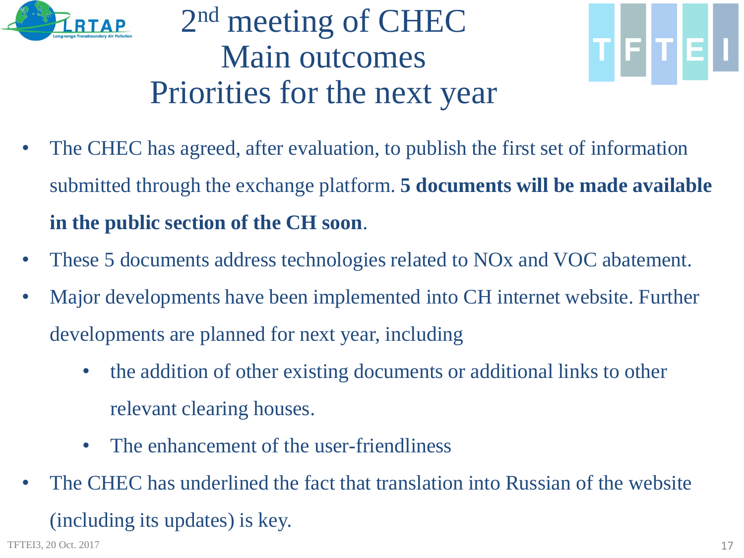# 2nd meeting of CHEC
# Main outcomes
# Priorities for the next year

- The CHEC has agreed, after evaluation, to publish the first set of information submitted through the exchange platform. **5 documents will be made available in the public section of the CH soon**.
- These 5 documents address technologies related to NOx and VOC abatement.
- Major developments have been implemented into CH internet website. Further developments are planned for next year, including
  - the addition of other existing documents or additional links to other relevant clearing houses.
  - The enhancement of the user-friendliness
- The CHEC has underlined the fact that translation into Russian of the website (including its updates) is key.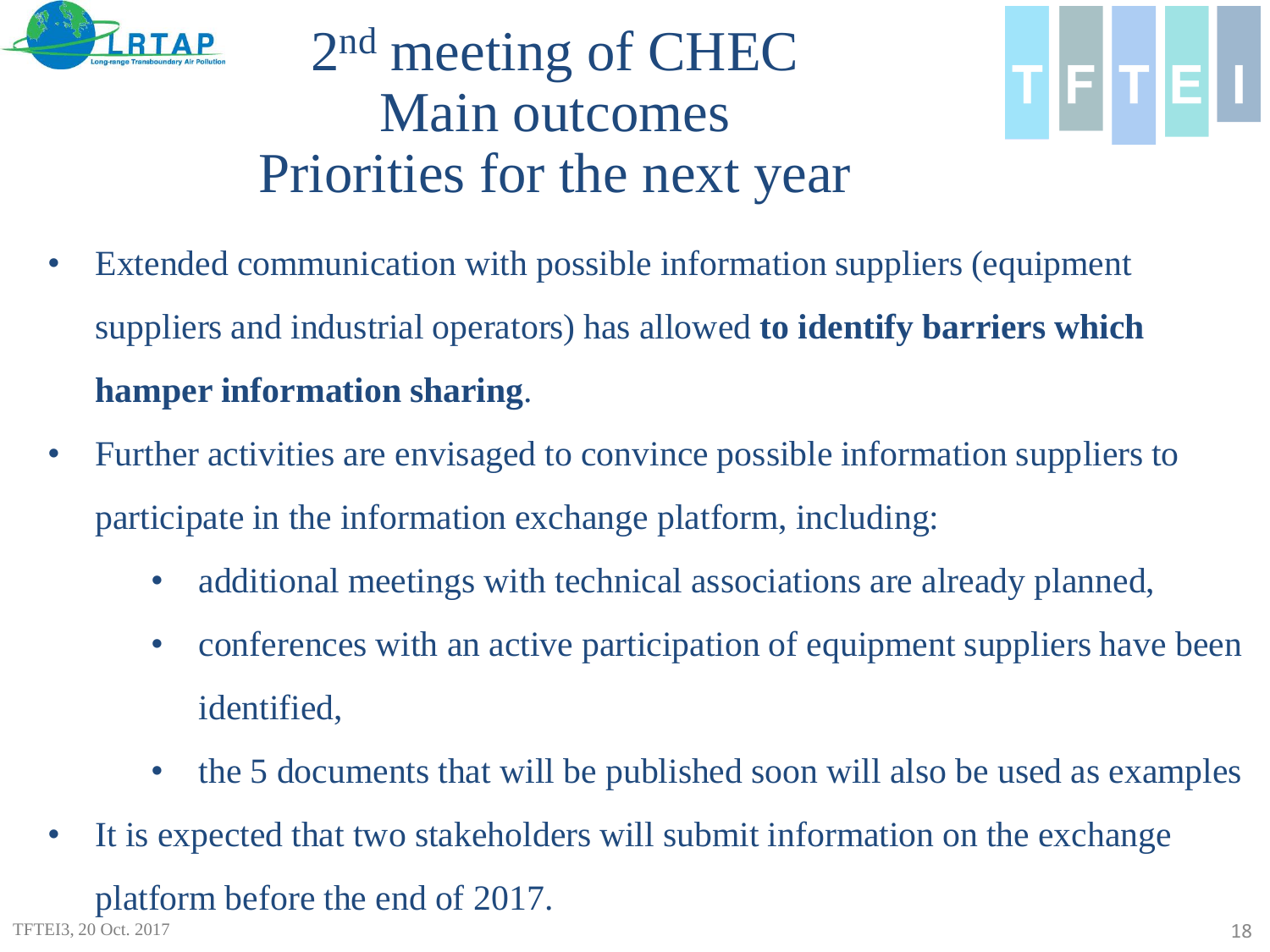# 2nd meeting of CHEC Main outcomes Priorities for the next year

- Extended communication with possible information suppliers (equipment suppliers and industrial operators) has allowed **to identify barriers which hamper information sharing**.
- Further activities are envisaged to convince possible information suppliers to participate in the information exchange platform, including:
  - additional meetings with technical associations are already planned,
  - conferences with an active participation of equipment suppliers have been identified,
  - the 5 documents that will be published soon will also be used as examples
- It is expected that two stakeholders will submit information on the exchange platform before the end of 2017.